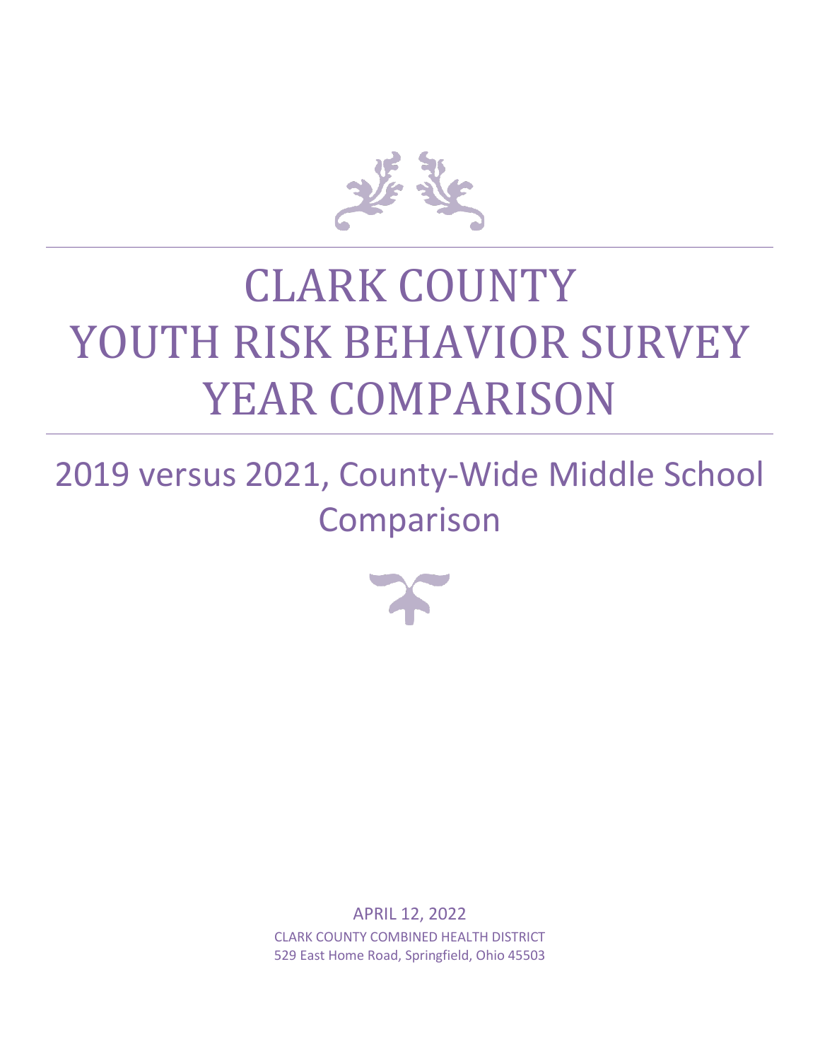# CLARK COUNTY YOUTH RISK BEHAVIOR SURVEY YEAR COMPARISON

## 2019 versus 2021, County-Wide Middle School Comparison

APRIL 12, 2022

CLARK COUNTY COMBINED HEALTH DISTRICT

529 East Home Road, Springfield, Ohio 45503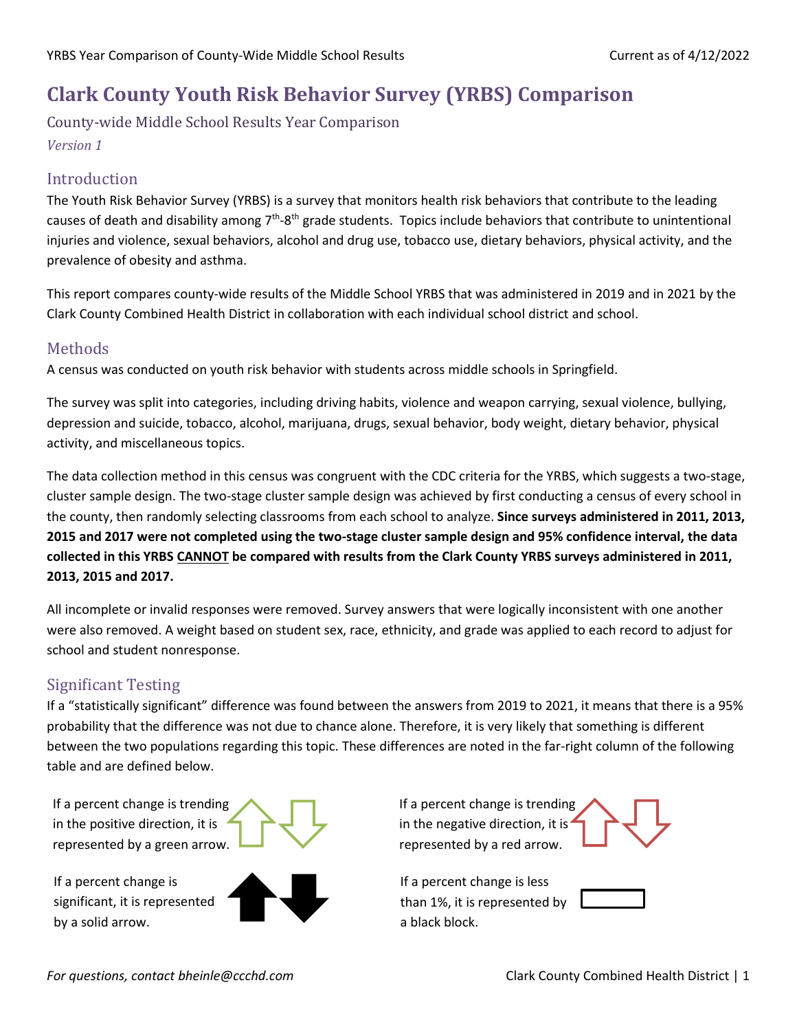# Clark County Youth Risk Behavior Survey (YRBS) Comparison

County-wide Middle School Results Year Comparison

*Version 1*

## Introduction

The Youth Risk Behavior Survey (YRBS) is a survey that monitors health risk behaviors that contribute to the leading causes of death and disability among 7th-8th grade students. Topics include behaviors that contribute to unintentional injuries and violence, sexual behaviors, alcohol and drug use, tobacco use, dietary behaviors, physical activity, and the prevalence of obesity and asthma.

This report compares county-wide results of the Middle School YRBS that was administered in 2019 and in 2021 by the Clark County Combined Health District in collaboration with each individual school district and school.

## Methods

A census was conducted on youth risk behavior with students across middle schools in Springfield.

The survey was split into categories, including driving habits, violence and weapon carrying, sexual violence, bullying, depression and suicide, tobacco, alcohol, marijuana, drugs, sexual behavior, body weight, dietary behavior, physical activity, and miscellaneous topics.

The data collection method in this census was congruent with the CDC criteria for the YRBS, which suggests a two-stage, cluster sample design. The two-stage cluster sample design was achieved by first conducting a census of every school in the county, then randomly selecting classrooms from each school to analyze. **Since surveys administered in 2011, 2013, 2015 and 2017 were not completed using the two-stage cluster sample design and 95% confidence interval, the data collected in this YRBS CANNOT be compared with results from the Clark County YRBS surveys administered in 2011, 2013, 2015 and 2017.**

All incomplete or invalid responses were removed. Survey answers that were logically inconsistent with one another were also removed. A weight based on student sex, race, ethnicity, and grade was applied to each record to adjust for school and student nonresponse.

## Significant Testing

If a "statistically significant" difference was found between the answers from 2019 to 2021, it means that there is a 95% probability that the difference was not due to chance alone. Therefore, it is very likely that something is different between the two populations regarding this topic. These differences are noted in the far-right column of the following table and are defined below.

If a percent change is trending in the positive direction, it is represented by a green arrow.

If a percent change is trending in the negative direction, it is represented by a red arrow.

If a percent change is significant, it is represented by a solid arrow.

If a percent change is less than 1%, it is represented by a black block.

*For questions, contact bheinle@ccchd.com*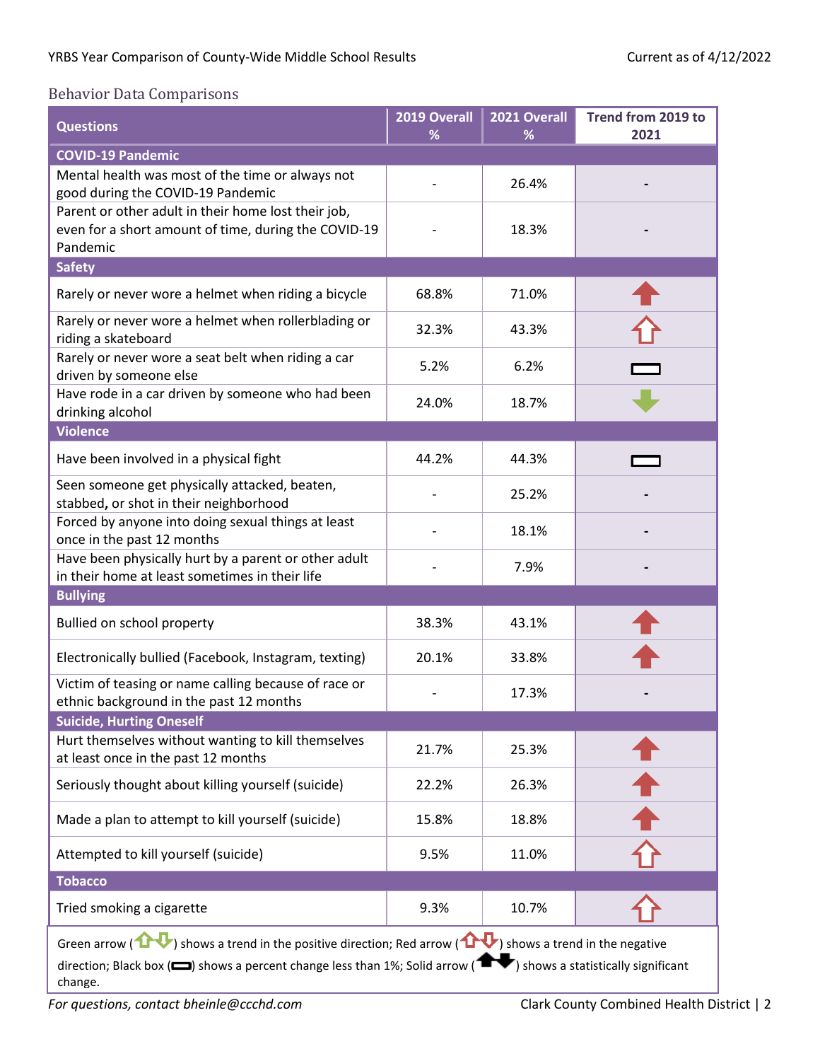## Behavior Data Comparisons

| Questions | 2019 Overall % | 2021 Overall % | Trend from 2019 to 2021 |
|---|---|---|---|
| **COVID-19 Pandemic** | | | |
| Mental health was most of the time or always not good during the COVID-19 Pandemic | - | 26.4% | - |
| Parent or other adult in their home lost their job, even for a short amount of time, during the COVID-19 Pandemic | - | 18.3% | - |
| **Safety** | | | |
| Rarely or never wore a helmet when riding a bicycle | 68.8% | 71.0% | ⬆ (solid red) |
| Rarely or never wore a helmet when rollerblading or riding a skateboard | 32.3% | 43.3% | ⇧ (red) |
| Rarely or never wore a seat belt when riding a car driven by someone else | 5.2% | 6.2% | ▭ |
| Have rode in a car driven by someone who had been drinking alcohol | 24.0% | 18.7% | ⬇ (solid green) |
| **Violence** | | | |
| Have been involved in a physical fight | 44.2% | 44.3% | ▭ |
| Seen someone get physically attacked, beaten, stabbed, or shot in their neighborhood | - | 25.2% | - |
| Forced by anyone into doing sexual things at least once in the past 12 months | - | 18.1% | - |
| Have been physically hurt by a parent or other adult in their home at least sometimes in their life | - | 7.9% | - |
| **Bullying** | | | |
| Bullied on school property | 38.3% | 43.1% | ⬆ (solid red) |
| Electronically bullied (Facebook, Instagram, texting) | 20.1% | 33.8% | ⬆ (solid red) |
| Victim of teasing or name calling because of race or ethnic background in the past 12 months | - | 17.3% | - |
| **Suicide, Hurting Oneself** | | | |
| Hurt themselves without wanting to kill themselves at least once in the past 12 months | 21.7% | 25.3% | ⬆ (solid red) |
| Seriously thought about killing yourself (suicide) | 22.2% | 26.3% | ⬆ (solid red) |
| Made a plan to attempt to kill yourself (suicide) | 15.8% | 18.8% | ⬆ (solid red) |
| Attempted to kill yourself (suicide) | 9.5% | 11.0% | ⇧ (red) |
| **Tobacco** | | | |
| Tried smoking a cigarette | 9.3% | 10.7% | ⇧ (red) |

Green arrow (⇧⇩) shows a trend in the positive direction; Red arrow (⇧⇩) shows a trend in the negative direction; Black box (▭) shows a percent change less than 1%; Solid arrow (⬆⬇) shows a statistically significant change.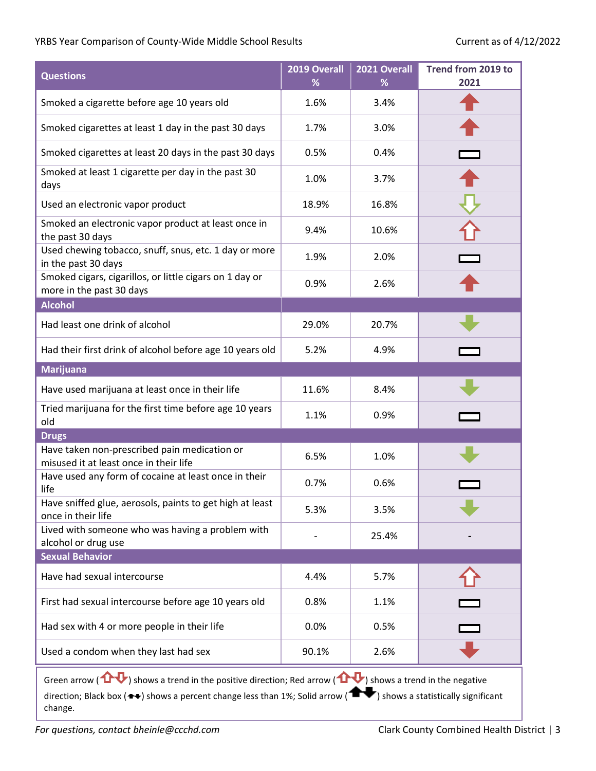| Questions | 2019 Overall % | 2021 Overall % | Trend from 2019 to 2021 |
|---|---|---|---|
| Smoked a cigarette before age 10 years old | 1.6% | 3.4% | Red solid up arrow |
| Smoked cigarettes at least 1 day in the past 30 days | 1.7% | 3.0% | Red solid up arrow |
| Smoked cigarettes at least 20 days in the past 30 days | 0.5% | 0.4% | Black box |
| Smoked at least 1 cigarette per day in the past 30 days | 1.0% | 3.7% | Red solid up arrow |
| Used an electronic vapor product | 18.9% | 16.8% | Green outline down arrow |
| Smoked an electronic vapor product at least once in the past 30 days | 9.4% | 10.6% | Red outline up arrow |
| Used chewing tobacco, snuff, snus, etc. 1 day or more in the past 30 days | 1.9% | 2.0% | Black box |
| Smoked cigars, cigarillos, or little cigars on 1 day or more in the past 30 days | 0.9% | 2.6% | Red solid up arrow |
| **Alcohol** | | | |
| Had least one drink of alcohol | 29.0% | 20.7% | Green solid down arrow |
| Had their first drink of alcohol before age 10 years old | 5.2% | 4.9% | Black box |
| **Marijuana** | | | |
| Have used marijuana at least once in their life | 11.6% | 8.4% | Green solid down arrow |
| Tried marijuana for the first time before age 10 years old | 1.1% | 0.9% | Black box |
| **Drugs** | | | |
| Have taken non-prescribed pain medication or misused it at least once in their life | 6.5% | 1.0% | Green solid down arrow |
| Have used any form of cocaine at least once in their life | 0.7% | 0.6% | Black box |
| Have sniffed glue, aerosols, paints to get high at least once in their life | 5.3% | 3.5% | Green solid down arrow |
| Lived with someone who was having a problem with alcohol or drug use | - | 25.4% | - |
| **Sexual Behavior** | | | |
| Have had sexual intercourse | 4.4% | 5.7% | Red outline up arrow |
| First had sexual intercourse before age 10 years old | 0.8% | 1.1% | Black box |
| Had sex with 4 or more people in their life | 0.0% | 0.5% | Black box |
| Used a condom when they last had sex | 90.1% | 2.6% | Red solid down arrow |

Green arrow (⇧⇩) shows a trend in the positive direction; Red arrow (⇧⇩) shows a trend in the negative direction; Black box (▭) shows a percent change less than 1%; Solid arrow (⬆⬇) shows a statistically significant change.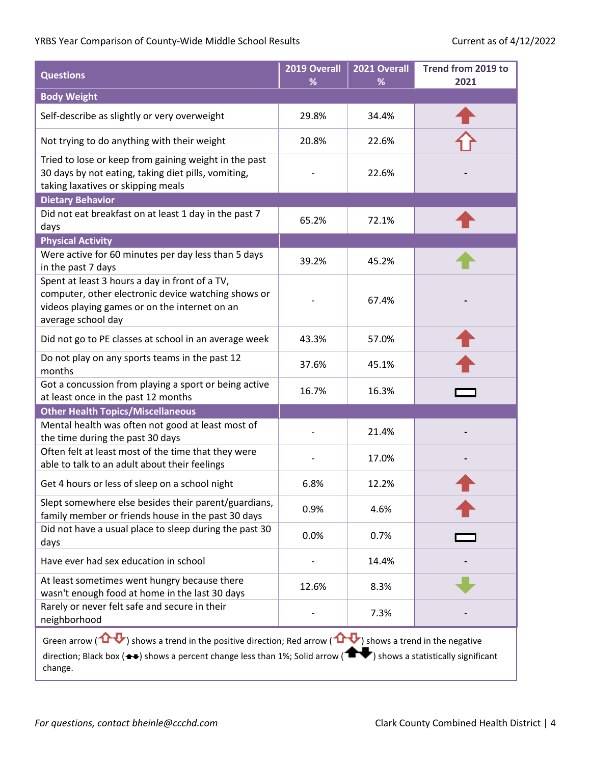| Questions | 2019 Overall % | 2021 Overall % | Trend from 2019 to 2021 |
|---|---|---|---|
| **Body Weight** | | | |
| Self-describe as slightly or very overweight | 29.8% | 34.4% | ↑ (red, solid) |
| Not trying to do anything with their weight | 20.8% | 22.6% | ↑ (red, outline) |
| Tried to lose or keep from gaining weight in the past 30 days by not eating, taking diet pills, vomiting, taking laxatives or skipping meals | - | 22.6% | - |
| **Dietary Behavior** | | | |
| Did not eat breakfast on at least 1 day in the past 7 days | 65.2% | 72.1% | ↑ (red, solid) |
| **Physical Activity** | | | |
| Were active for 60 minutes per day less than 5 days in the past 7 days | 39.2% | 45.2% | ↑ (green, solid) |
| Spent at least 3 hours a day in front of a TV, computer, other electronic device watching shows or videos playing games or on the internet on an average school day | - | 67.4% | - |
| Did not go to PE classes at school in an average week | 43.3% | 57.0% | ↑ (red, solid) |
| Do not play on any sports teams in the past 12 months | 37.6% | 45.1% | ↑ (red, solid) |
| Got a concussion from playing a sport or being active at least once in the past 12 months | 16.7% | 16.3% | ▭ (black box) |
| **Other Health Topics/Miscellaneous** | | | |
| Mental health was often not good at least most of the time during the past 30 days | - | 21.4% | - |
| Often felt at least most of the time that they were able to talk to an adult about their feelings | - | 17.0% | - |
| Get 4 hours or less of sleep on a school night | 6.8% | 12.2% | ↑ (red, solid) |
| Slept somewhere else besides their parent/guardians, family member or friends house in the past 30 days | 0.9% | 4.6% | ↑ (red, solid) |
| Did not have a usual place to sleep during the past 30 days | 0.0% | 0.7% | ▭ (black box) |
| Have ever had sex education in school | - | 14.4% | - |
| At least sometimes went hungry because there wasn't enough food at home in the last 30 days | 12.6% | 8.3% | ↓ (green, solid) |
| Rarely or never felt safe and secure in their neighborhood | - | 7.3% | - |

Green arrow (⇧⇩) shows a trend in the positive direction; Red arrow (⇧⇩) shows a trend in the negative direction; Black box (⬆⬇) shows a percent change less than 1%; Solid arrow (⬆⬇) shows a statistically significant change.

*For questions, contact bheinle@ccchd.com*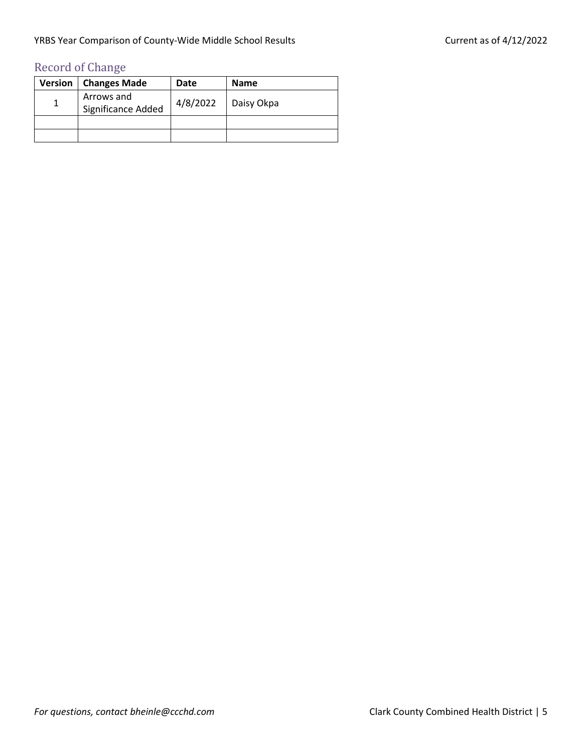## Record of Change

| Version | Changes Made | Date | Name |
|---|---|---|---|
| 1 | Arrows and Significance Added | 4/8/2022 | Daisy Okpa |
| | | | |
| | | | |